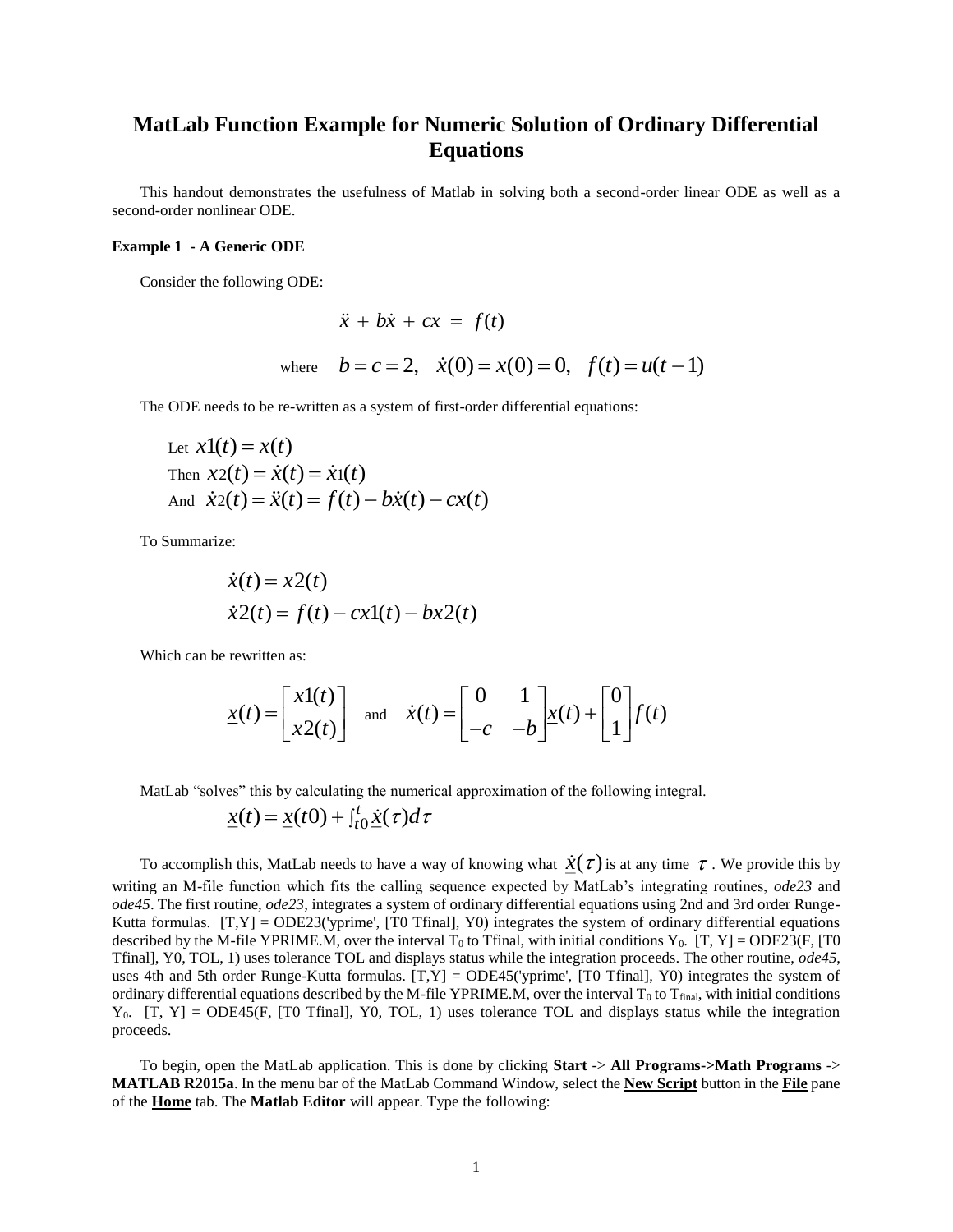# MatLab Function Example for Numeric Solution of Ordinary Differential Equations

This handout demonstrates the usefulness of Matlab in solving both a second-order linear ODE as well as a second-order nonlinear ODE.

**Example 1 - A Generic ODE**

Consider the following ODE:

$$\ddot{x} + b\dot{x} + cx = f(t)$$

$$\text{where} \quad b = c = 2, \quad \dot{x}(0) = x(0) = 0, \quad f(t) = u(t-1)$$

The ODE needs to be re-written as a system of first-order differential equations:

Let $x1(t) = x(t)$
Then $x2(t) = \dot{x}(t) = \dot{x}1(t)$
And $\dot{x}2(t) = \ddot{x}(t) = f(t) - b\dot{x}(t) - cx(t)$

To Summarize:

$$\dot{x}(t) = x2(t)$$
$$\dot{x}2(t) = f(t) - cx1(t) - bx2(t)$$

Which can be rewritten as:

$$\underline{x}(t) = \begin{bmatrix} x1(t) \\ x2(t) \end{bmatrix} \quad \text{and} \quad \dot{x}(t) = \begin{bmatrix} 0 & 1 \\ -c & -b \end{bmatrix} \underline{x}(t) + \begin{bmatrix} 0 \\ 1 \end{bmatrix} f(t)$$

MatLab "solves" this by calculating the numerical approximation of the following integral.

$$\underline{x}(t) = \underline{x}(t0) + \int_{t0}^{t} \underline{\dot{x}}(\tau) d\tau$$

To accomplish this, MatLab needs to have a way of knowing what $\underline{\dot{x}}(\tau)$ is at any time $\tau$. We provide this by writing an M-file function which fits the calling sequence expected by MatLab's integrating routines, *ode23* and *ode45*. The first routine, *ode23*, integrates a system of ordinary differential equations using 2nd and 3rd order Runge-Kutta formulas. [T,Y] = ODE23('yprime', [T0 Tfinal], Y0) integrates the system of ordinary differential equations described by the M-file YPRIME.M, over the interval $T_0$ to Tfinal, with initial conditions $Y_0$. [T, Y] = ODE23(F, [T0 Tfinal], Y0, TOL, 1) uses tolerance TOL and displays status while the integration proceeds. The other routine, *ode45*, uses 4th and 5th order Runge-Kutta formulas. [T,Y] = ODE45('yprime', [T0 Tfinal], Y0) integrates the system of ordinary differential equations described by the M-file YPRIME.M, over the interval $T_0$ to $T_{final}$, with initial conditions $Y_0$. [T, Y] = ODE45(F, [T0 Tfinal], Y0, TOL, 1) uses tolerance TOL and displays status while the integration proceeds.

To begin, open the MatLab application. This is done by clicking **Start** -> **All Programs->Math Programs** -> **MATLAB R2015a**. In the menu bar of the MatLab Command Window, select the **New Script** button in the **File** pane of the **Home** tab. The **Matlab Editor** will appear. Type the following: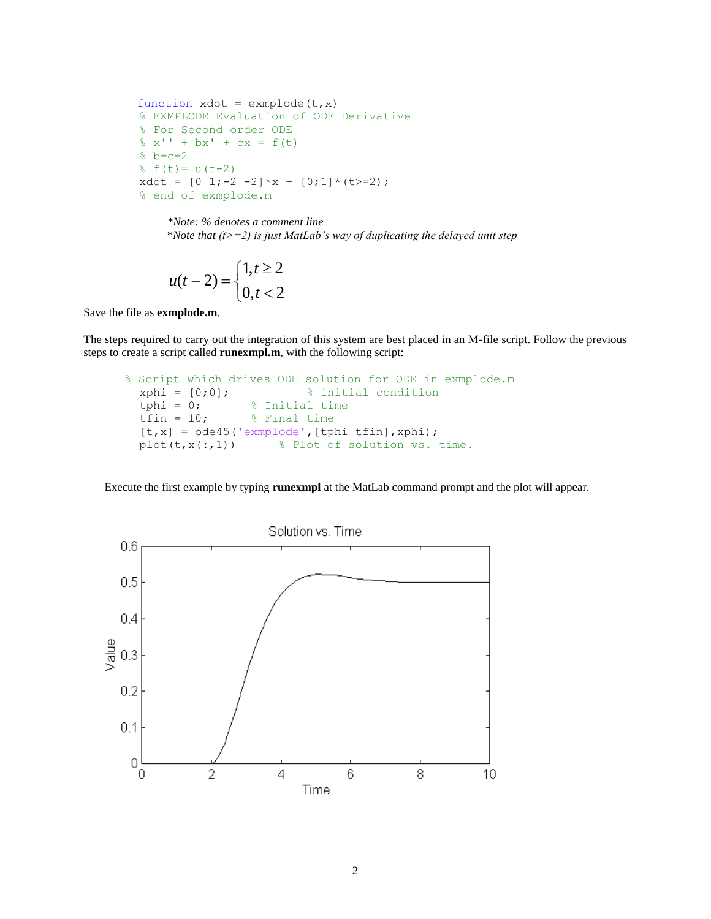```
function xdot = exmplode(t,x)
% EXMPLODE Evaluation of ODE Derivative
% For Second order ODE
% x'' + bx' + cx = f(t)
% b=c=2
% f(t)= u(t-2)
xdot = [0 1;-2 -2]*x + [0;1]*(t>=2);
% end of exmplode.m
```

*\*Note: % denotes a comment line*
*\*Note that (t>=2) is just MatLab's way of duplicating the delayed unit step*

$$u(t-2) = \begin{cases} 1, t \geq 2 \\ 0, t < 2 \end{cases}$$

Save the file as **exmplode.m**.

The steps required to carry out the integration of this system are best placed in an M-file script. Follow the previous steps to create a script called **runexmpl.m**, with the following script:

```
% Script which drives ODE solution for ODE in exmplode.m
  xphi = [0;0];          % initial condition
  tphi = 0;       % Initial time
  tfin = 10;      % Final time
  [t,x] = ode45('exmplode',[tphi tfin],xphi);
  plot(t,x(:,1))       % Plot of solution vs. time.
```

Execute the first example by typing **runexmpl** at the MatLab command prompt and the plot will appear.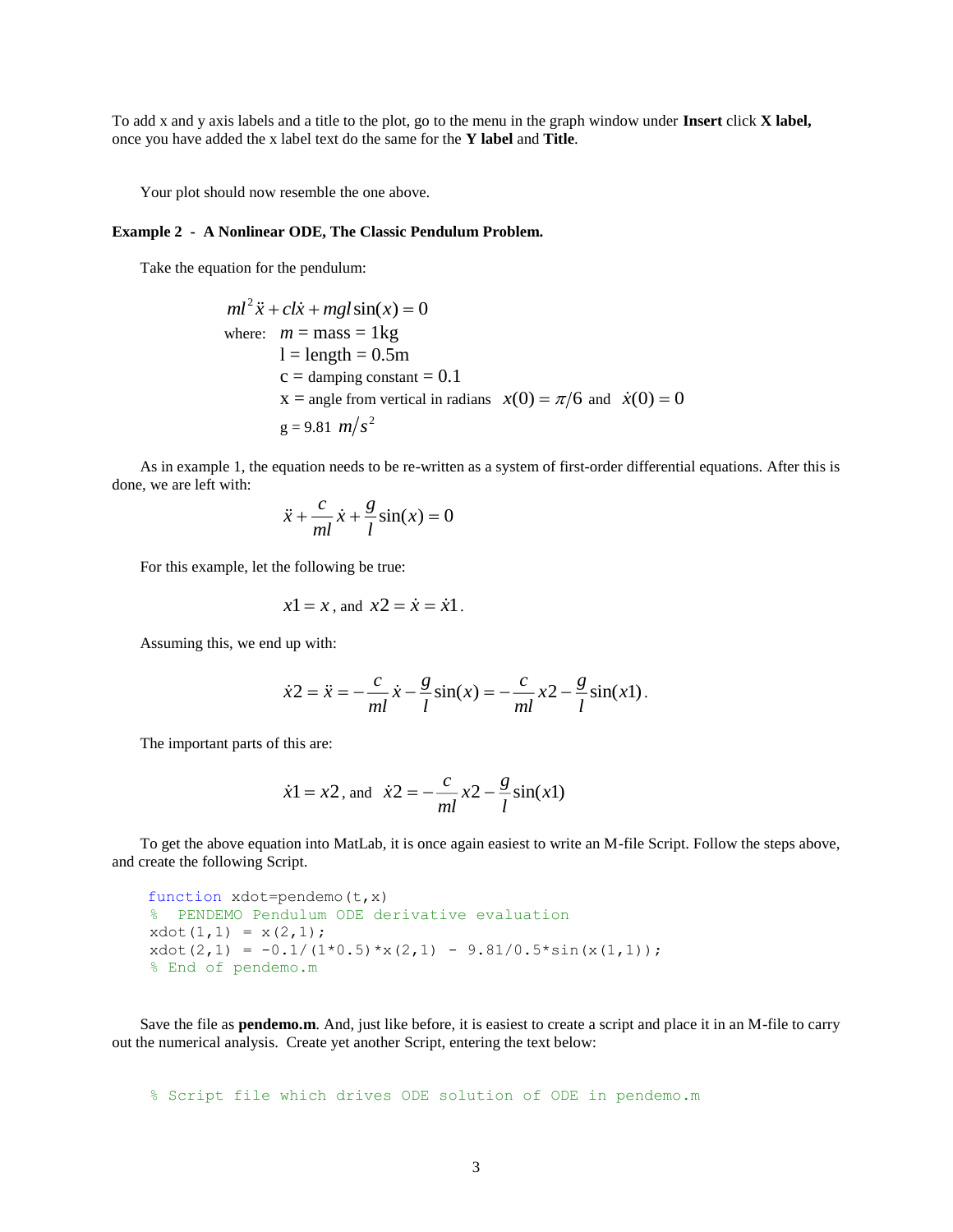To add x and y axis labels and a title to the plot, go to the menu in the graph window under **Insert** click **X label,** once you have added the x label text do the same for the **Y label** and **Title**.

Your plot should now resemble the one above.

**Example 2 - A Nonlinear ODE, The Classic Pendulum Problem.**

Take the equation for the pendulum:

$$ml^2\ddot{x} + cl\dot{x} + mgl\sin(x) = 0$$

where: $m$ = mass = 1kg
l = length = 0.5m
c = damping constant = 0.1
x = angle from vertical in radians $x(0) = \pi/6$ and $\dot{x}(0) = 0$
g = 9.81 $m/s^2$

As in example 1, the equation needs to be re-written as a system of first-order differential equations. After this is done, we are left with:

$$\ddot{x} + \frac{c}{ml}\dot{x} + \frac{g}{l}\sin(x) = 0$$

For this example, let the following be true:

$$x1 = x \text{, and } x2 = \dot{x} = \dot{x}1.$$

Assuming this, we end up with:

$$\dot{x}2 = \ddot{x} = -\frac{c}{ml}\dot{x} - \frac{g}{l}\sin(x) = -\frac{c}{ml}x2 - \frac{g}{l}\sin(x1).$$

The important parts of this are:

$$\dot{x}1 = x2 \text{, and } \dot{x}2 = -\frac{c}{ml}x2 - \frac{g}{l}\sin(x1)$$

To get the above equation into MatLab, it is once again easiest to write an M-file Script. Follow the steps above, and create the following Script.

```
function xdot=pendemo(t,x)
%  PENDEMO Pendulum ODE derivative evaluation
xdot(1,1) = x(2,1);
xdot(2,1) = -0.1/(1*0.5)*x(2,1) - 9.81/0.5*sin(x(1,1));
% End of pendemo.m
```

Save the file as **pendemo.m**. And, just like before, it is easiest to create a script and place it in an M-file to carry out the numerical analysis. Create yet another Script, entering the text below:

```
% Script file which drives ODE solution of ODE in pendemo.m
```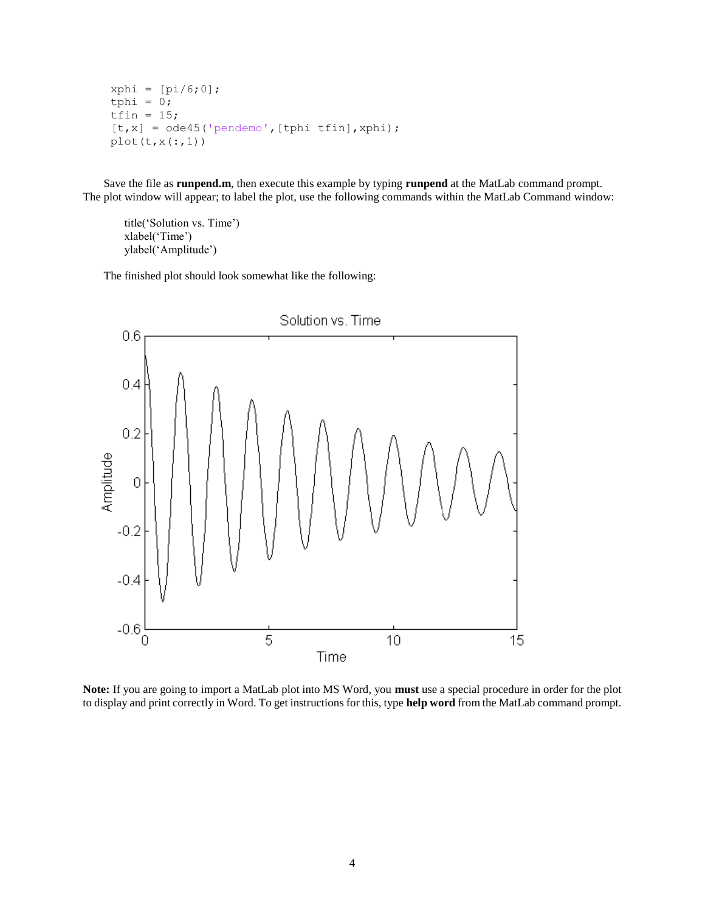```
xphi = [pi/6;0];
tphi = 0;
tfin = 15;
[t,x] = ode45('pendemo',[tphi tfin],xphi);
plot(t,x(:,1))
```

Save the file as **runpend.m**, then execute this example by typing **runpend** at the MatLab command prompt. The plot window will appear; to label the plot, use the following commands within the MatLab Command window:

```
title('Solution vs. Time')
xlabel('Time')
ylabel('Amplitude')
```

The finished plot should look somewhat like the following:

Solution vs. Time

0.6
0.4
0.2
0
-0.2
-0.4
-0.6

Amplitude

0
5
10
15

Time

**Note:** If you are going to import a MatLab plot into MS Word, you **must** use a special procedure in order for the plot to display and print correctly in Word. To get instructions for this, type **help word** from the MatLab command prompt.